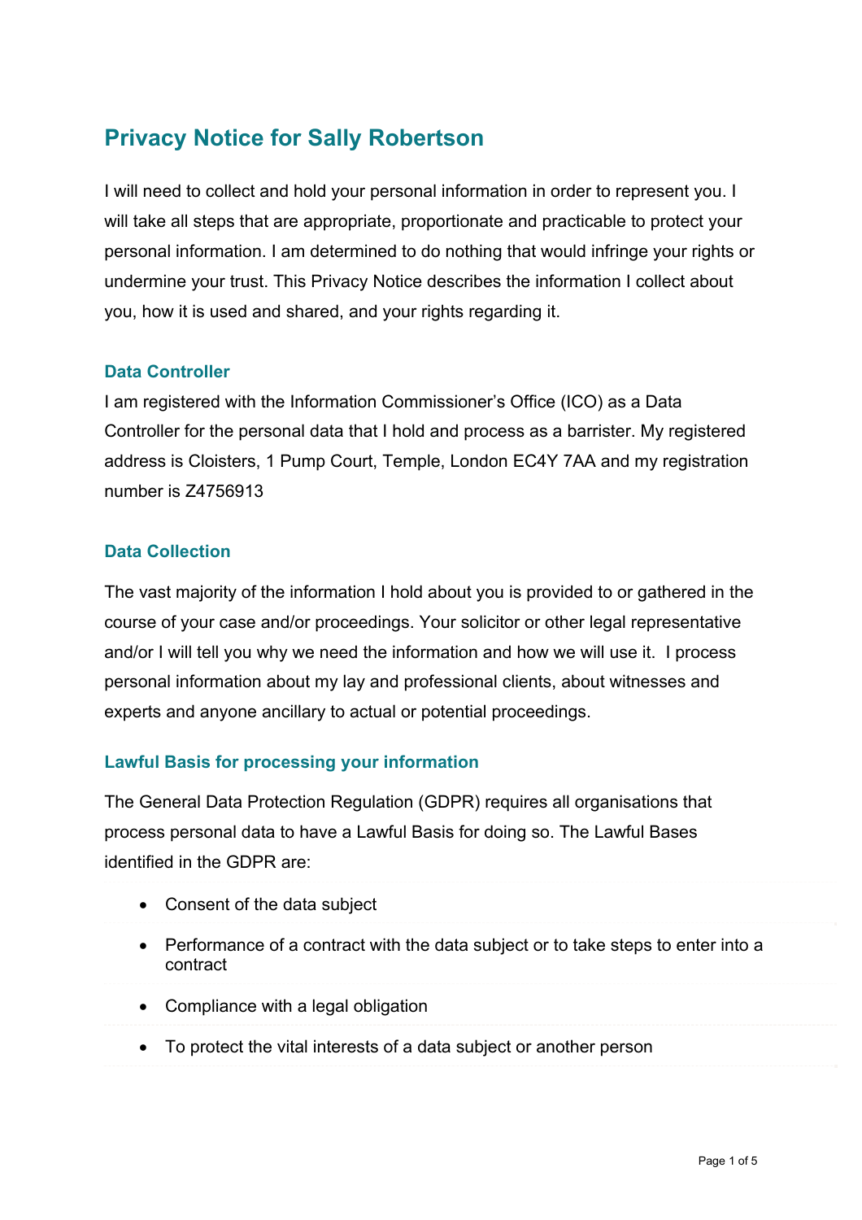# Privacy Notice for Sally Robertson

I will need to collect and hold your personal information in order to represent you. I will take all steps that are appropriate, proportionate and practicable to protect your personal information. I am determined to do nothing that would infringe your rights or undermine your trust. This Privacy Notice describes the information I collect about you, how it is used and shared, and your rights regarding it.

## Data Controller

I am registered with the Information Commissioner's Office (ICO) as a Data Controller for the personal data that I hold and process as a barrister. My registered address is Cloisters, 1 Pump Court, Temple, London EC4Y 7AA and my registration number is Z4756913

## Data Collection

The vast majority of the information I hold about you is provided to or gathered in the course of your case and/or proceedings. Your solicitor or other legal representative and/or I will tell you why we need the information and how we will use it. I process personal information about my lay and professional clients, about witnesses and experts and anyone ancillary to actual or potential proceedings.

## Lawful Basis for processing your information

The General Data Protection Regulation (GDPR) requires all organisations that process personal data to have a Lawful Basis for doing so. The Lawful Bases identified in the GDPR are:

- Consent of the data subject
- Performance of a contract with the data subject or to take steps to enter into a contract
- Compliance with a legal obligation
- To protect the vital interests of a data subject or another person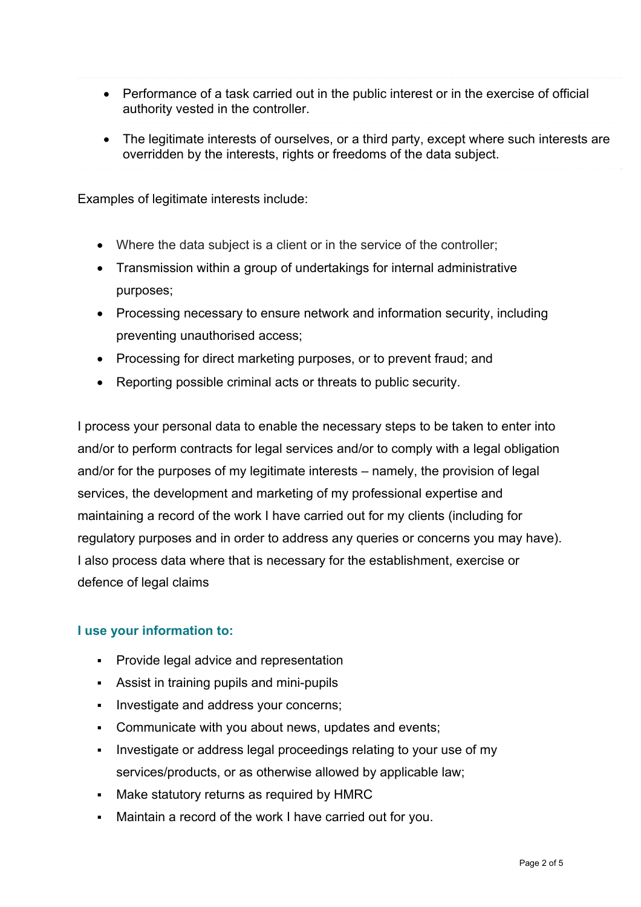- Performance of a task carried out in the public interest or in the exercise of official authority vested in the controller.
- The legitimate interests of ourselves, or a third party, except where such interests are overridden by the interests, rights or freedoms of the data subject.

Examples of legitimate interests include:

- Where the data subject is a client or in the service of the controller;
- Transmission within a group of undertakings for internal administrative purposes;
- Processing necessary to ensure network and information security, including preventing unauthorised access;
- Processing for direct marketing purposes, or to prevent fraud; and
- Reporting possible criminal acts or threats to public security.

I process your personal data to enable the necessary steps to be taken to enter into and/or to perform contracts for legal services and/or to comply with a legal obligation and/or for the purposes of my legitimate interests – namely, the provision of legal services, the development and marketing of my professional expertise and maintaining a record of the work I have carried out for my clients (including for regulatory purposes and in order to address any queries or concerns you may have). I also process data where that is necessary for the establishment, exercise or defence of legal claims

### I use your information to:

- Provide legal advice and representation
- Assist in training pupils and mini-pupils
- Investigate and address your concerns;
- Communicate with you about news, updates and events;
- Investigate or address legal proceedings relating to your use of my services/products, or as otherwise allowed by applicable law;
- Make statutory returns as required by HMRC
- Maintain a record of the work I have carried out for you.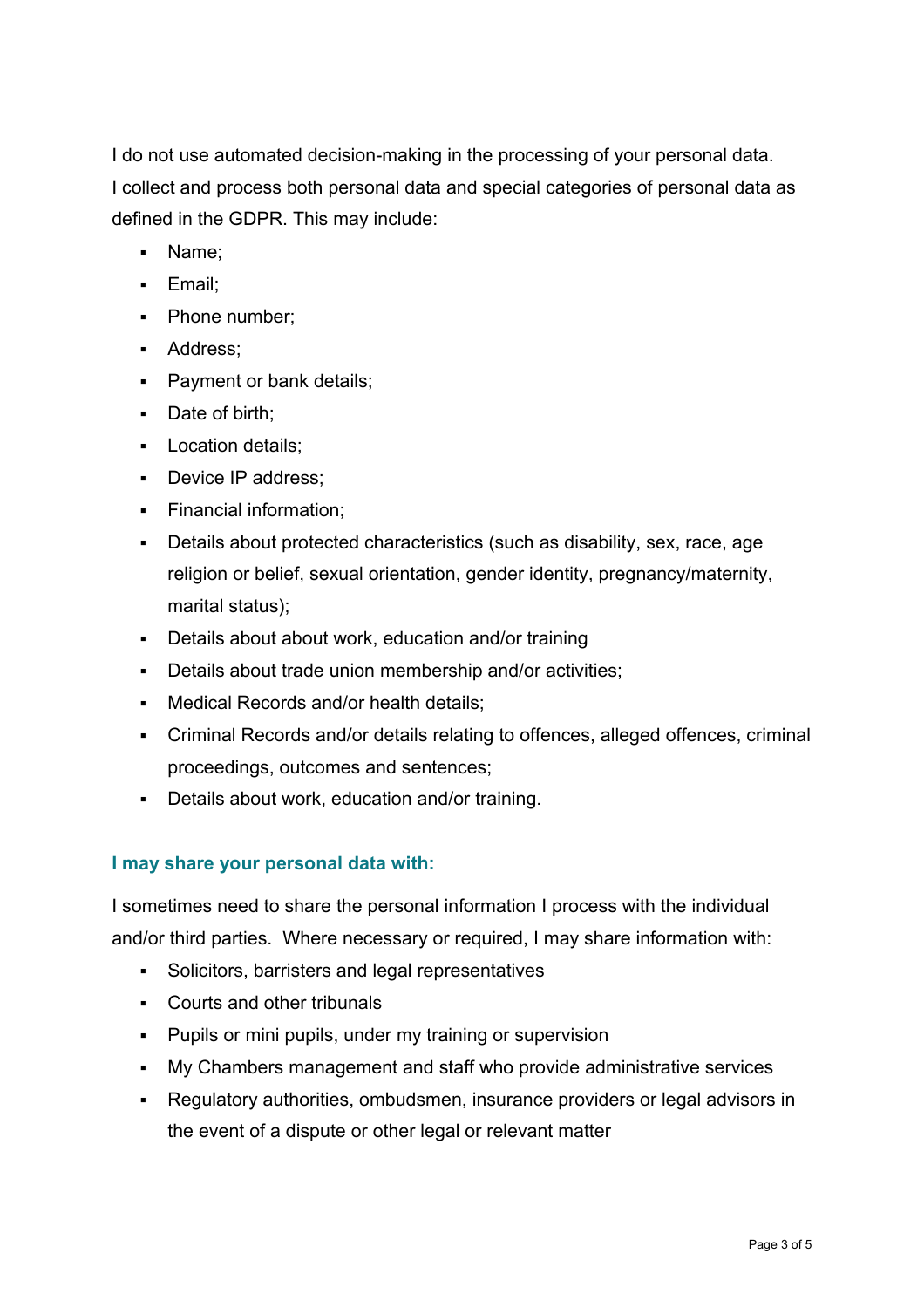I do not use automated decision-making in the processing of your personal data.
I collect and process both personal data and special categories of personal data as defined in the GDPR. This may include:

- Name;
- Email;
- Phone number;
- Address;
- Payment or bank details;
- Date of birth;
- Location details;
- Device IP address;
- Financial information;
- Details about protected characteristics (such as disability, sex, race, age religion or belief, sexual orientation, gender identity, pregnancy/maternity, marital status);
- Details about about work, education and/or training
- Details about trade union membership and/or activities;
- Medical Records and/or health details;
- Criminal Records and/or details relating to offences, alleged offences, criminal proceedings, outcomes and sentences;
- Details about work, education and/or training.

### I may share your personal data with:

I sometimes need to share the personal information I process with the individual and/or third parties. Where necessary or required, I may share information with:

- Solicitors, barristers and legal representatives
- Courts and other tribunals
- Pupils or mini pupils, under my training or supervision
- My Chambers management and staff who provide administrative services
- Regulatory authorities, ombudsmen, insurance providers or legal advisors in the event of a dispute or other legal or relevant matter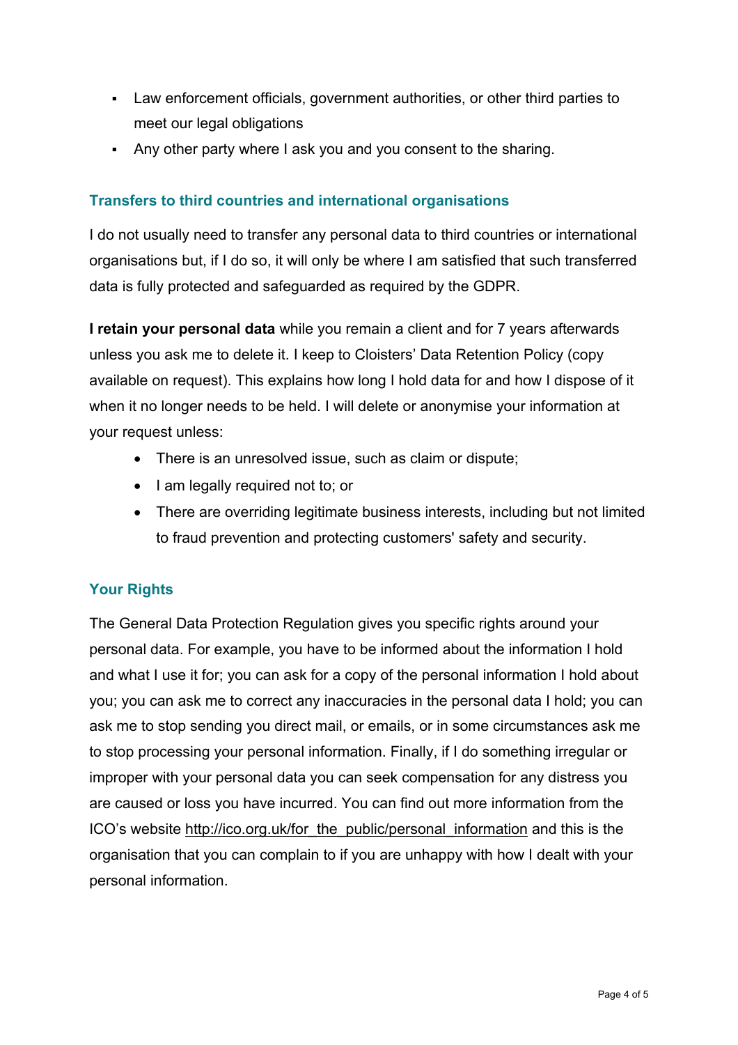- Law enforcement officials, government authorities, or other third parties to meet our legal obligations
- Any other party where I ask you and you consent to the sharing.

## Transfers to third countries and international organisations

I do not usually need to transfer any personal data to third countries or international organisations but, if I do so, it will only be where I am satisfied that such transferred data is fully protected and safeguarded as required by the GDPR.

**I retain your personal data** while you remain a client and for 7 years afterwards unless you ask me to delete it. I keep to Cloisters' Data Retention Policy (copy available on request). This explains how long I hold data for and how I dispose of it when it no longer needs to be held. I will delete or anonymise your information at your request unless:

- There is an unresolved issue, such as claim or dispute;
- I am legally required not to; or
- There are overriding legitimate business interests, including but not limited to fraud prevention and protecting customers' safety and security.

## Your Rights

The General Data Protection Regulation gives you specific rights around your personal data. For example, you have to be informed about the information I hold and what I use it for; you can ask for a copy of the personal information I hold about you; you can ask me to correct any inaccuracies in the personal data I hold; you can ask me to stop sending you direct mail, or emails, or in some circumstances ask me to stop processing your personal information. Finally, if I do something irregular or improper with your personal data you can seek compensation for any distress you are caused or loss you have incurred. You can find out more information from the ICO's website http://ico.org.uk/for_the_public/personal_information and this is the organisation that you can complain to if you are unhappy with how I dealt with your personal information.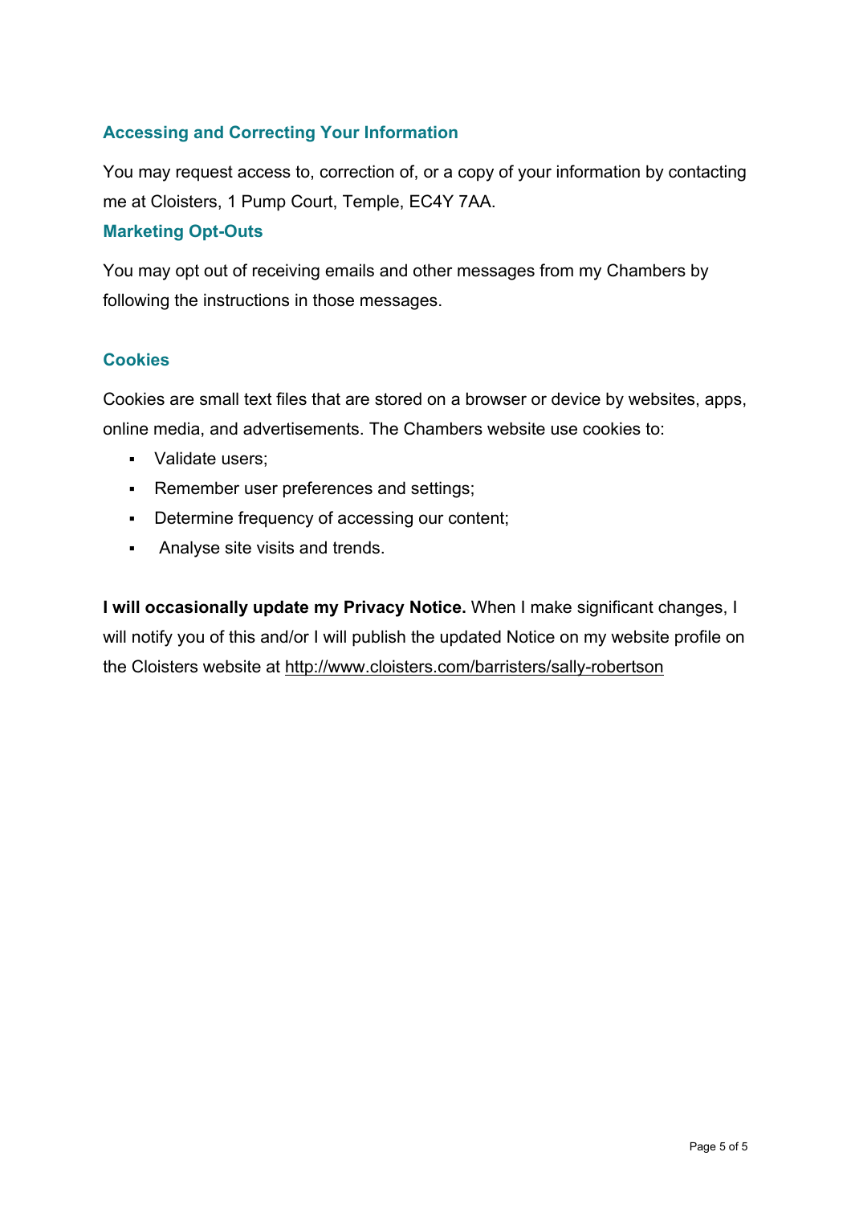## Accessing and Correcting Your Information

You may request access to, correction of, or a copy of your information by contacting me at Cloisters, 1 Pump Court, Temple, EC4Y 7AA.

## Marketing Opt-Outs

You may opt out of receiving emails and other messages from my Chambers by following the instructions in those messages.

## Cookies

Cookies are small text files that are stored on a browser or device by websites, apps, online media, and advertisements. The Chambers website use cookies to:

- Validate users;
- Remember user preferences and settings;
- Determine frequency of accessing our content;
- Analyse site visits and trends.

**I will occasionally update my Privacy Notice.** When I make significant changes, I will notify you of this and/or I will publish the updated Notice on my website profile on the Cloisters website at http://www.cloisters.com/barristers/sally-robertson